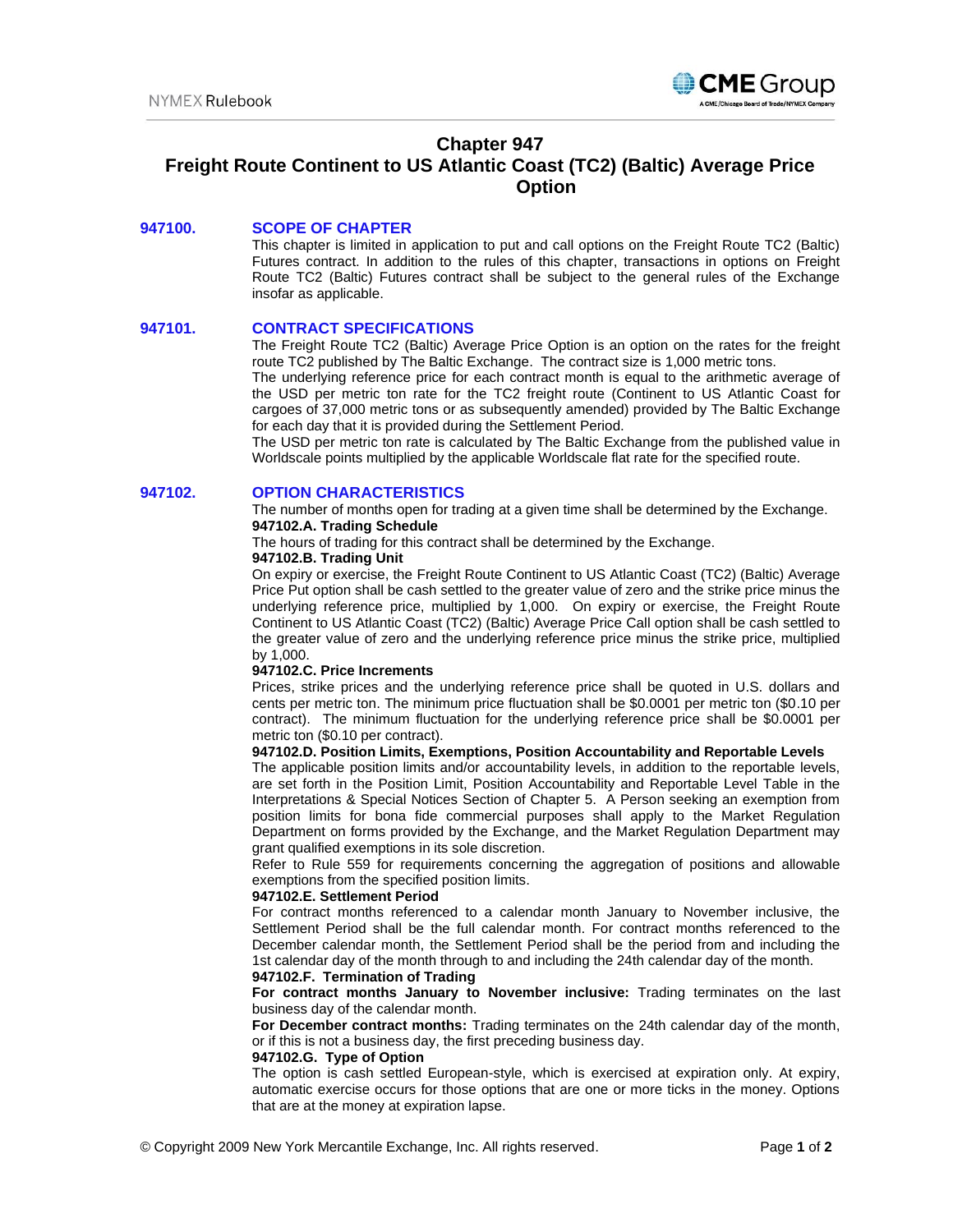# Chapter 947
# Freight Route Continent to US Atlantic Coast (TC2) (Baltic) Average Price Option

## 947100. SCOPE OF CHAPTER

This chapter is limited in application to put and call options on the Freight Route TC2 (Baltic) Futures contract. In addition to the rules of this chapter, transactions in options on Freight Route TC2 (Baltic) Futures contract shall be subject to the general rules of the Exchange insofar as applicable.

## 947101. CONTRACT SPECIFICATIONS

The Freight Route TC2 (Baltic) Average Price Option is an option on the rates for the freight route TC2 published by The Baltic Exchange. The contract size is 1,000 metric tons.

The underlying reference price for each contract month is equal to the arithmetic average of the USD per metric ton rate for the TC2 freight route (Continent to US Atlantic Coast for cargoes of 37,000 metric tons or as subsequently amended) provided by The Baltic Exchange for each day that it is provided during the Settlement Period.

The USD per metric ton rate is calculated by The Baltic Exchange from the published value in Worldscale points multiplied by the applicable Worldscale flat rate for the specified route.

## 947102. OPTION CHARACTERISTICS

The number of months open for trading at a given time shall be determined by the Exchange.

**947102.A. Trading Schedule**

The hours of trading for this contract shall be determined by the Exchange.

**947102.B. Trading Unit**

On expiry or exercise, the Freight Route Continent to US Atlantic Coast (TC2) (Baltic) Average Price Put option shall be cash settled to the greater value of zero and the strike price minus the underlying reference price, multiplied by 1,000. On expiry or exercise, the Freight Route Continent to US Atlantic Coast (TC2) (Baltic) Average Price Call option shall be cash settled to the greater value of zero and the underlying reference price minus the strike price, multiplied by 1,000.

**947102.C. Price Increments**

Prices, strike prices and the underlying reference price shall be quoted in U.S. dollars and cents per metric ton. The minimum price fluctuation shall be $0.0001 per metric ton ($0.10 per contract). The minimum fluctuation for the underlying reference price shall be $0.0001 per metric ton ($0.10 per contract).

**947102.D. Position Limits, Exemptions, Position Accountability and Reportable Levels**

The applicable position limits and/or accountability levels, in addition to the reportable levels, are set forth in the Position Limit, Position Accountability and Reportable Level Table in the Interpretations & Special Notices Section of Chapter 5. A Person seeking an exemption from position limits for bona fide commercial purposes shall apply to the Market Regulation Department on forms provided by the Exchange, and the Market Regulation Department may grant qualified exemptions in its sole discretion.

Refer to Rule 559 for requirements concerning the aggregation of positions and allowable exemptions from the specified position limits.

**947102.E. Settlement Period**

For contract months referenced to a calendar month January to November inclusive, the Settlement Period shall be the full calendar month. For contract months referenced to the December calendar month, the Settlement Period shall be the period from and including the 1st calendar day of the month through to and including the 24th calendar day of the month.

**947102.F. Termination of Trading**

**For contract months January to November inclusive:** Trading terminates on the last business day of the calendar month.

**For December contract months:** Trading terminates on the 24th calendar day of the month, or if this is not a business day, the first preceding business day.

**947102.G. Type of Option**

The option is cash settled European-style, which is exercised at expiration only. At expiry, automatic exercise occurs for those options that are one or more ticks in the money. Options that are at the money at expiration lapse.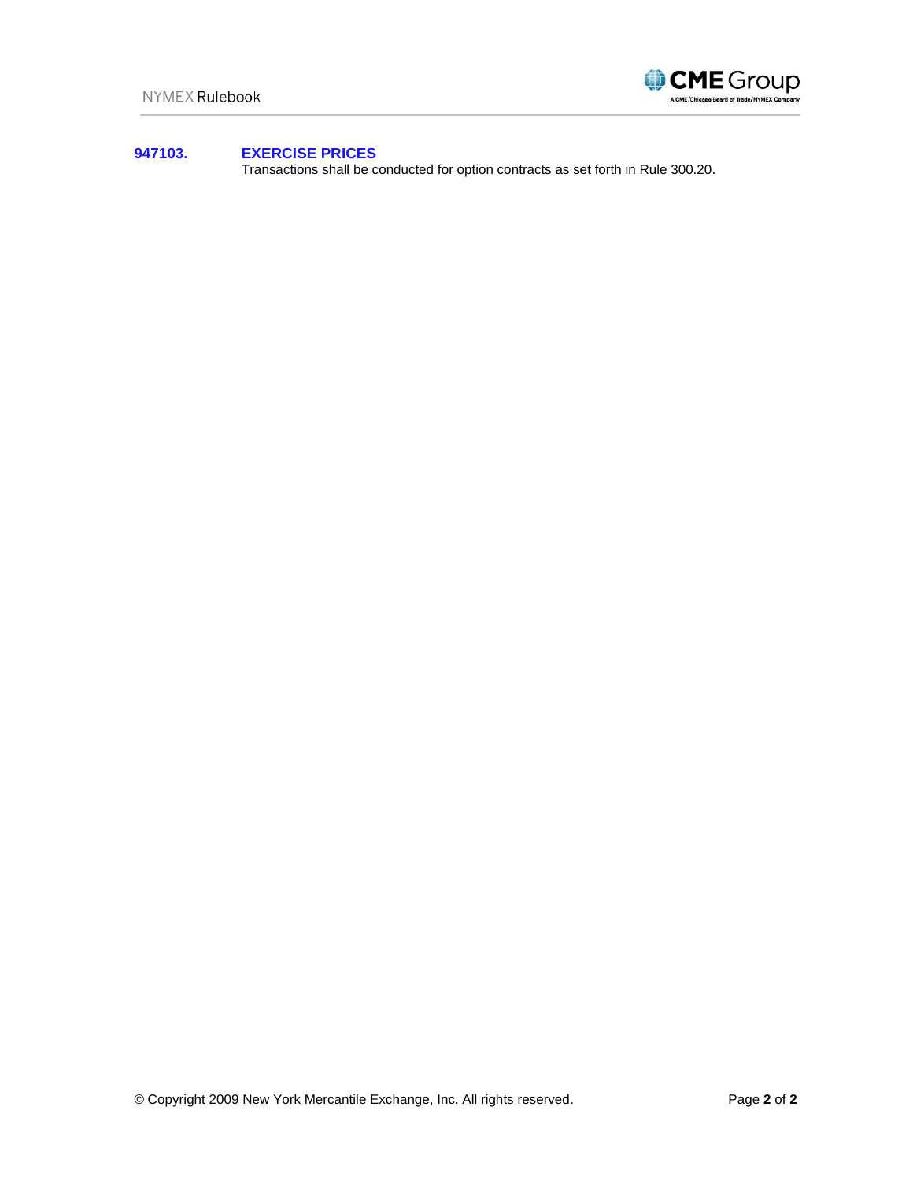### 947103. EXERCISE PRICES

Transactions shall be conducted for option contracts as set forth in Rule 300.20.